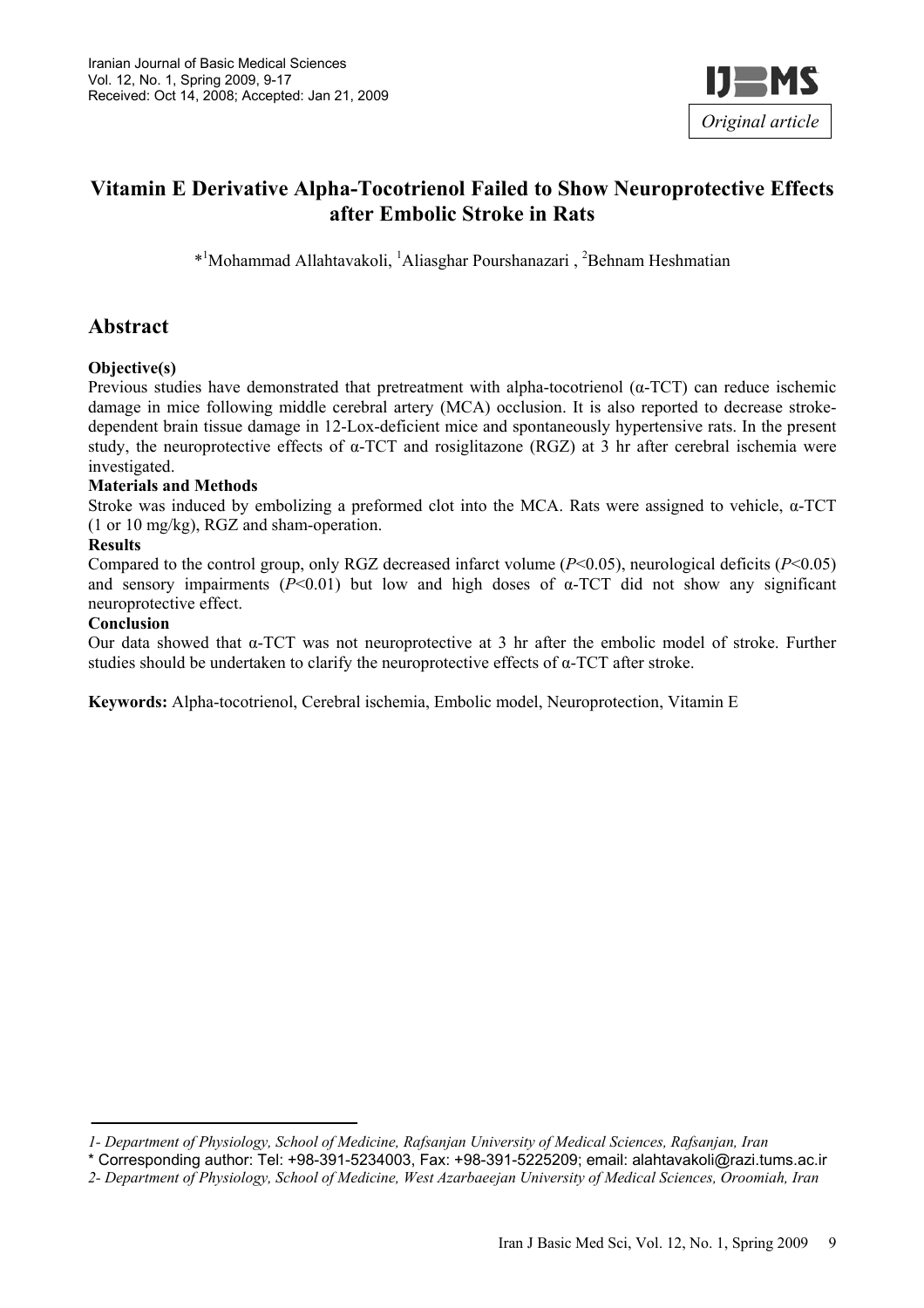Original article

# Vitamin E Derivative Alpha-Tocotrienol Failed to Show Neuroprotective Effects after Embolic Stroke in Rats

*[1]Mohammad Allahtavakoli, [1]Aliasghar Pourshanazari , [2]Behnam Heshmatian

## Abstract

**Objective(s)**

Previous studies have demonstrated that pretreatment with alpha-tocotrienol (α-TCT) can reduce ischemic damage in mice following middle cerebral artery (MCA) occlusion. It is also reported to decrease stroke-dependent brain tissue damage in 12-Lox-deficient mice and spontaneously hypertensive rats. In the present study, the neuroprotective effects of α-TCT and rosiglitazone (RGZ) at 3 hr after cerebral ischemia were investigated.

**Materials and Methods**

Stroke was induced by embolizing a preformed clot into the MCA. Rats were assigned to vehicle, α-TCT (1 or 10 mg/kg), RGZ and sham-operation.

**Results**

Compared to the control group, only RGZ decreased infarct volume ($P<0.05$), neurological deficits ($P<0.05$) and sensory impairments ($P<0.01$) but low and high doses of α-TCT did not show any significant neuroprotective effect.

**Conclusion**

Our data showed that α-TCT was not neuroprotective at 3 hr after the embolic model of stroke. Further studies should be undertaken to clarify the neuroprotective effects of α-TCT after stroke.

**Keywords:** Alpha-tocotrienol, Cerebral ischemia, Embolic model, Neuroprotection, Vitamin E

---

*1- Department of Physiology, School of Medicine, Rafsanjan University of Medical Sciences, Rafsanjan, Iran*

\* Corresponding author: Tel: +98-391-5234003, Fax: +98-391-5225209; email: alahtavakoli@razi.tums.ac.ir

*2- Department of Physiology, School of Medicine, West Azarbaeejan University of Medical Sciences, Oroomiah, Iran*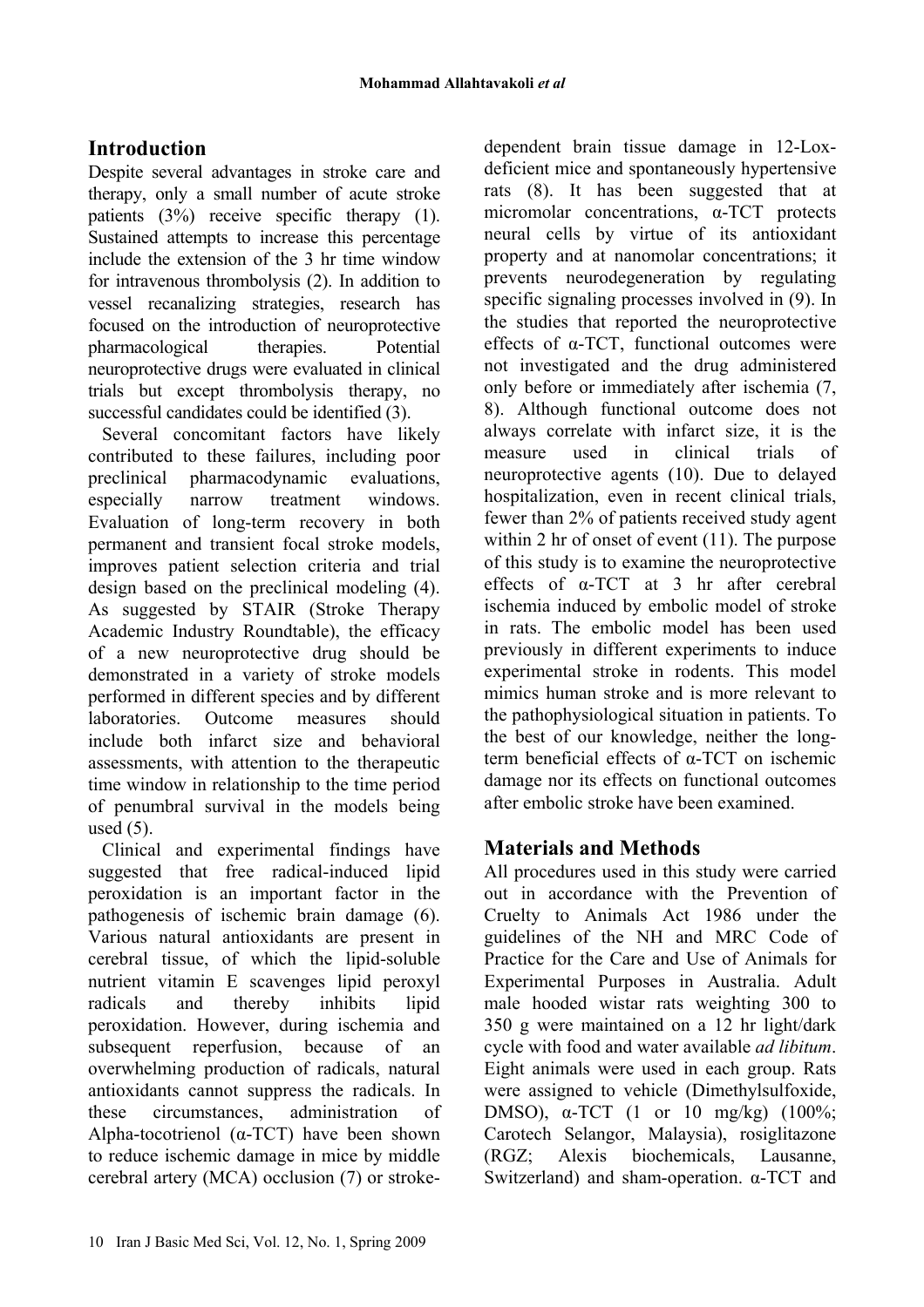## Introduction

Despite several advantages in stroke care and therapy, only a small number of acute stroke patients (3%) receive specific therapy (1). Sustained attempts to increase this percentage include the extension of the 3 hr time window for intravenous thrombolysis (2). In addition to vessel recanalizing strategies, research has focused on the introduction of neuroprotective pharmacological therapies. Potential neuroprotective drugs were evaluated in clinical trials but except thrombolysis therapy, no successful candidates could be identified (3).

Several concomitant factors have likely contributed to these failures, including poor preclinical pharmacodynamic evaluations, especially narrow treatment windows. Evaluation of long-term recovery in both permanent and transient focal stroke models, improves patient selection criteria and trial design based on the preclinical modeling (4). As suggested by STAIR (Stroke Therapy Academic Industry Roundtable), the efficacy of a new neuroprotective drug should be demonstrated in a variety of stroke models performed in different species and by different laboratories. Outcome measures should include both infarct size and behavioral assessments, with attention to the therapeutic time window in relationship to the time period of penumbral survival in the models being used (5).

Clinical and experimental findings have suggested that free radical-induced lipid peroxidation is an important factor in the pathogenesis of ischemic brain damage (6). Various natural antioxidants are present in cerebral tissue, of which the lipid-soluble nutrient vitamin E scavenges lipid peroxyl radicals and thereby inhibits lipid peroxidation. However, during ischemia and subsequent reperfusion, because of an overwhelming production of radicals, natural antioxidants cannot suppress the radicals. In these circumstances, administration of Alpha-tocotrienol (α-TCT) have been shown to reduce ischemic damage in mice by middle cerebral artery (MCA) occlusion (7) or stroke-dependent brain tissue damage in 12-Lox-deficient mice and spontaneously hypertensive rats (8). It has been suggested that at micromolar concentrations, α-TCT protects neural cells by virtue of its antioxidant property and at nanomolar concentrations; it prevents neurodegeneration by regulating specific signaling processes involved in (9). In the studies that reported the neuroprotective effects of α-TCT, functional outcomes were not investigated and the drug administered only before or immediately after ischemia (7, 8). Although functional outcome does not always correlate with infarct size, it is the measure used in clinical trials of neuroprotective agents (10). Due to delayed hospitalization, even in recent clinical trials, fewer than 2% of patients received study agent within 2 hr of onset of event (11). The purpose of this study is to examine the neuroprotective effects of α-TCT at 3 hr after cerebral ischemia induced by embolic model of stroke in rats. The embolic model has been used previously in different experiments to induce experimental stroke in rodents. This model mimics human stroke and is more relevant to the pathophysiological situation in patients. To the best of our knowledge, neither the long-term beneficial effects of α-TCT on ischemic damage nor its effects on functional outcomes after embolic stroke have been examined.

## Materials and Methods

All procedures used in this study were carried out in accordance with the Prevention of Cruelty to Animals Act 1986 under the guidelines of the NH and MRC Code of Practice for the Care and Use of Animals for Experimental Purposes in Australia. Adult male hooded wistar rats weighting 300 to 350 g were maintained on a 12 hr light/dark cycle with food and water available *ad libitum*. Eight animals were used in each group. Rats were assigned to vehicle (Dimethylsulfoxide, DMSO), α-TCT (1 or 10 mg/kg) (100%; Carotech Selangor, Malaysia), rosiglitazone (RGZ; Alexis biochemicals, Lausanne, Switzerland) and sham-operation. α-TCT and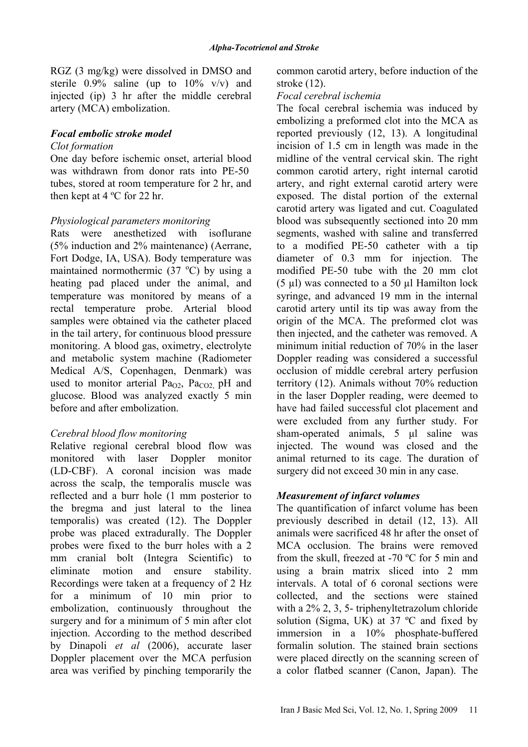RGZ (3 mg/kg) were dissolved in DMSO and sterile 0.9% saline (up to 10% v/v) and injected (ip) 3 hr after the middle cerebral artery (MCA) embolization.

### *Focal embolic stroke model*

*Clot formation*

One day before ischemic onset, arterial blood was withdrawn from donor rats into PE-50 tubes, stored at room temperature for 2 hr, and then kept at 4 ºC for 22 hr.

*Physiological parameters monitoring*

Rats were anesthetized with isoflurane (5% induction and 2% maintenance) (Aerrane, Fort Dodge, IA, USA). Body temperature was maintained normothermic (37 $^{o}$C) by using a heating pad placed under the animal, and temperature was monitored by means of a rectal temperature probe. Arterial blood samples were obtained via the catheter placed in the tail artery, for continuous blood pressure monitoring. A blood gas, oximetry, electrolyte and metabolic system machine (Radiometer Medical A/S, Copenhagen, Denmark) was used to monitor arterial $Pa_{O2}$, $Pa_{CO2,}$ pH and glucose. Blood was analyzed exactly 5 min before and after embolization.

*Cerebral blood flow monitoring*

Relative regional cerebral blood flow was monitored with laser Doppler monitor (LD-CBF). A coronal incision was made across the scalp, the temporalis muscle was reflected and a burr hole (1 mm posterior to the bregma and just lateral to the linea temporalis) was created (12). The Doppler probe was placed extradurally. The Doppler probes were fixed to the burr holes with a 2 mm cranial bolt (Integra Scientific) to eliminate motion and ensure stability. Recordings were taken at a frequency of 2 Hz for a minimum of 10 min prior to embolization, continuously throughout the surgery and for a minimum of 5 min after clot injection. According to the method described by Dinapoli *et al* (2006), accurate laser Doppler placement over the MCA perfusion area was verified by pinching temporarily the common carotid artery, before induction of the stroke (12).

*Focal cerebral ischemia*

The focal cerebral ischemia was induced by embolizing a preformed clot into the MCA as reported previously (12, 13). A longitudinal incision of 1.5 cm in length was made in the midline of the ventral cervical skin. The right common carotid artery, right internal carotid artery, and right external carotid artery were exposed. The distal portion of the external carotid artery was ligated and cut. Coagulated blood was subsequently sectioned into 20 mm segments, washed with saline and transferred to a modified PE-50 catheter with a tip diameter of 0.3 mm for injection. The modified PE-50 tube with the 20 mm clot (5 µl) was connected to a 50 µl Hamilton lock syringe, and advanced 19 mm in the internal carotid artery until its tip was away from the origin of the MCA. The preformed clot was then injected, and the catheter was removed. A minimum initial reduction of 70% in the laser Doppler reading was considered a successful occlusion of middle cerebral artery perfusion territory (12). Animals without 70% reduction in the laser Doppler reading, were deemed to have had failed successful clot placement and were excluded from any further study. For sham-operated animals, 5 µl saline was injected. The wound was closed and the animal returned to its cage. The duration of surgery did not exceed 30 min in any case.

### *Measurement of infarct volumes*

The quantification of infarct volume has been previously described in detail (12, 13). All animals were sacrificed 48 hr after the onset of MCA occlusion. The brains were removed from the skull, freezed at -70 ºC for 5 min and using a brain matrix sliced into 2 mm intervals. A total of 6 coronal sections were collected, and the sections were stained with a 2% 2, 3, 5- triphenyltetrazolum chloride solution (Sigma, UK) at 37 ºC and fixed by immersion in a 10% phosphate-buffered formalin solution. The stained brain sections were placed directly on the scanning screen of a color flatbed scanner (Canon, Japan). The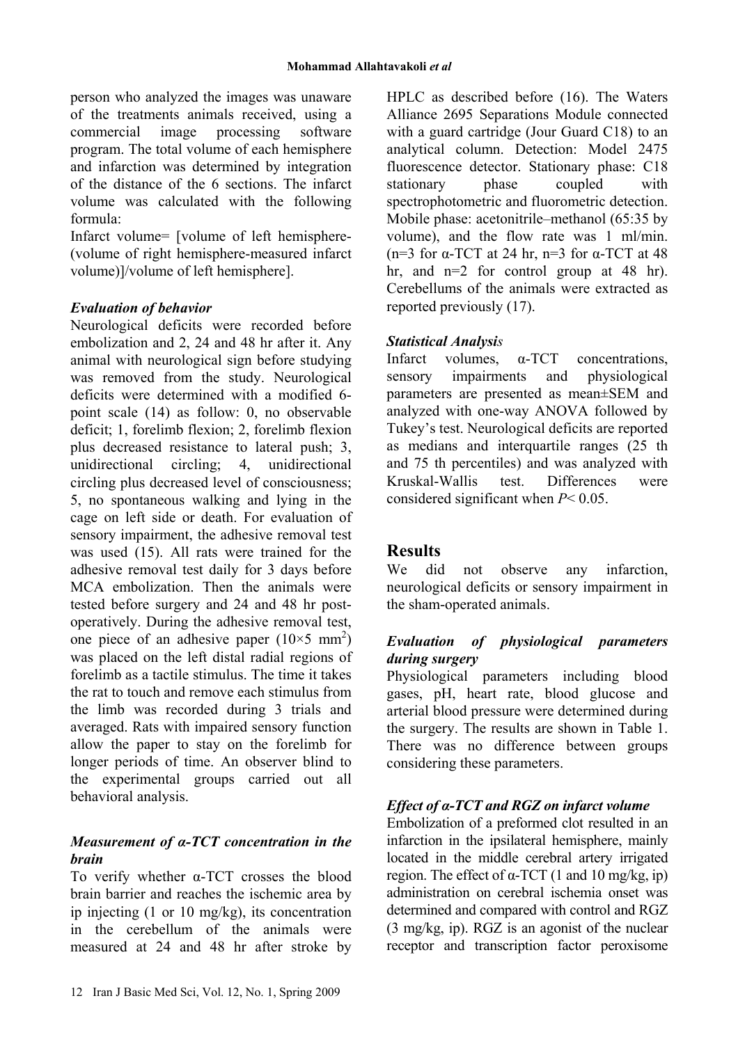person who analyzed the images was unaware of the treatments animals received, using a commercial image processing software program. The total volume of each hemisphere and infarction was determined by integration of the distance of the 6 sections. The infarct volume was calculated with the following formula:

Infarct volume= [volume of left hemisphere-(volume of right hemisphere-measured infarct volume)]/volume of left hemisphere].

### *Evaluation of behavior*

Neurological deficits were recorded before embolization and 2, 24 and 48 hr after it. Any animal with neurological sign before studying was removed from the study. Neurological deficits were determined with a modified 6-point scale (14) as follow: 0, no observable deficit; 1, forelimb flexion; 2, forelimb flexion plus decreased resistance to lateral push; 3, unidirectional circling; 4, unidirectional circling plus decreased level of consciousness; 5, no spontaneous walking and lying in the cage on left side or death. For evaluation of sensory impairment, the adhesive removal test was used (15). All rats were trained for the adhesive removal test daily for 3 days before MCA embolization. Then the animals were tested before surgery and 24 and 48 hr post-operatively. During the adhesive removal test, one piece of an adhesive paper ($10×5$ $mm^2$) was placed on the left distal radial regions of forelimb as a tactile stimulus. The time it takes the rat to touch and remove each stimulus from the limb was recorded during 3 trials and averaged. Rats with impaired sensory function allow the paper to stay on the forelimb for longer periods of time. An observer blind to the experimental groups carried out all behavioral analysis.

### *Measurement of α-TCT concentration in the brain*

To verify whether α-TCT crosses the blood brain barrier and reaches the ischemic area by ip injecting (1 or 10 mg/kg), its concentration in the cerebellum of the animals were measured at 24 and 48 hr after stroke by HPLC as described before (16). The Waters Alliance 2695 Separations Module connected with a guard cartridge (Jour Guard C18) to an analytical column. Detection: Model 2475 fluorescence detector. Stationary phase: C18 stationary phase coupled with spectrophotometric and fluorometric detection. Mobile phase: acetonitrile–methanol (65:35 by volume), and the flow rate was 1 ml/min. (n=3 for α-TCT at 24 hr, n=3 for α-TCT at 48 hr, and n=2 for control group at 48 hr). Cerebellums of the animals were extracted as reported previously (17).

### *Statistical Analysis*

Infarct volumes, α-TCT concentrations, sensory impairments and physiological parameters are presented as mean±SEM and analyzed with one-way ANOVA followed by Tukey's test. Neurological deficits are reported as medians and interquartile ranges (25 th and 75 th percentiles) and was analyzed with Kruskal-Wallis test. Differences were considered significant when $P< 0.05$.

## Results

We did not observe any infarction, neurological deficits or sensory impairment in the sham-operated animals.

### *Evaluation of physiological parameters during surgery*

Physiological parameters including blood gases, pH, heart rate, blood glucose and arterial blood pressure were determined during the surgery. The results are shown in Table 1. There was no difference between groups considering these parameters.

### *Effect of α-TCT and RGZ on infarct volume*

Embolization of a preformed clot resulted in an infarction in the ipsilateral hemisphere, mainly located in the middle cerebral artery irrigated region. The effect of α-TCT (1 and 10 mg/kg, ip) administration on cerebral ischemia onset was determined and compared with control and RGZ (3 mg/kg, ip). RGZ is an agonist of the nuclear receptor and transcription factor peroxisome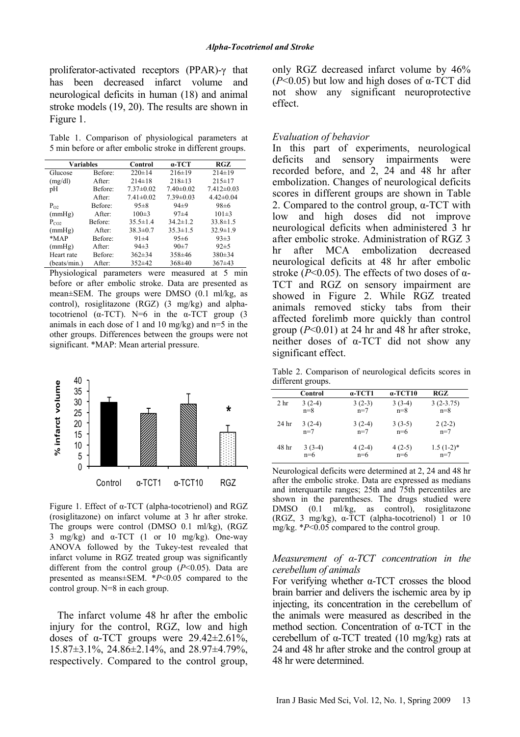proliferator-activated receptors (PPAR)-γ that has been decreased infarct volume and neurological deficits in human (18) and animal stroke models (19, 20). The results are shown in Figure 1.

Table 1. Comparison of physiological parameters at 5 min before or after embolic stroke in different groups.

| Variables | | Control | α-TCT | RGZ |
|---|---|---|---|---|
| Glucose | Before: | 220±14 | 216±19 | 214±19 |
| (mg/dl) | After: | 214±18 | 218±13 | 215±17 |
| pH | Before: | 7.37±0.02 | 7.40±0.02 | 7.412±0.03 |
| | After: | 7.41±0.02 | 7.39±0.03 | 4.42±0.04 |
| $P_{O2}$ | Before: | 95±8 | 94±9 | 98±6 |
| (mmHg) | After: | 100±3 | 97±4 | 101±3 |
| $P_{CO2}$ | Before: | 35.5±1.4 | 34.2±1.2 | 33.8±1.5 |
| (mmHg) | After: | 38.3±0.7 | 35.3±1.5 | 32.9±1.9 |
| *MAP | Before: | 91±4 | 95±6 | 93±3 |
| (mmHg) | After: | 94±3 | 90±7 | 92±5 |
| Heart rate | Before: | 362±34 | 358±46 | 380±34 |
| (beats/min.) | After: | 352±42 | 368±40 | 367±43 |

Physiological parameters were measured at 5 min before or after embolic stroke. Data are presented as mean±SEM. The groups were DMSO (0.1 ml/kg, as control), rosiglitazone (RGZ) (3 mg/kg) and alpha-tocotrienol (α-TCT). N=6 in the α-TCT group (3 animals in each dose of 1 and 10 mg/kg) and n=5 in the other groups. Differences between the groups were not significant. *MAP: Mean arterial pressure.

% infarct volume

40
35
30
25
20
15
10
5
0

*

Control α-TCT1 α-TCT10 RGZ

Figure 1. Effect of α-TCT (alpha-tocotrienol) and RGZ (rosiglitazone) on infarct volume at 3 hr after stroke. The groups were control (DMSO 0.1 ml/kg), (RGZ 3 mg/kg) and α-TCT (1 or 10 mg/kg). One-way ANOVA followed by the Tukey-test revealed that infarct volume in RGZ treated group was significantly different from the control group ($P$<0.05). Data are presented as means±SEM. *$P$<0.05 compared to the control group. N=8 in each group.

The infarct volume 48 hr after the embolic injury for the control, RGZ, low and high doses of α-TCT groups were 29.42±2.61%, 15.87±3.1%, 24.86±2.14%, and 28.97±4.79%, respectively. Compared to the control group, only RGZ decreased infarct volume by 46% ($P$<0.05) but low and high doses of α-TCT did not show any significant neuroprotective effect.

### *Evaluation of behavior*

In this part of experiments, neurological deficits and sensory impairments were recorded before, and 2, 24 and 48 hr after embolization. Changes of neurological deficits scores in different groups are shown in Table 2. Compared to the control group, α-TCT with low and high doses did not improve neurological deficits when administered 3 hr after embolic stroke. Administration of RGZ 3 hr after MCA embolization decreased neurological deficits at 48 hr after embolic stroke ($P$<0.05). The effects of two doses of α-TCT and RGZ on sensory impairment are showed in Figure 2. While RGZ treated animals removed sticky tabs from their affected forelimb more quickly than control group ($P$<0.01) at 24 hr and 48 hr after stroke, neither doses of α-TCT did not show any significant effect.

Table 2. Comparison of neurological deficits scores in different groups.

| | Control | α-TCT1 | α-TCT10 | RGZ |
|---|---|---|---|---|
| 2 hr | 3 (2-4) n=8 | 3 (2-3) n=7 | 3 (3-4) n=8 | 3 (2-3.75) n=8 |
| 24 hr | 3 (2-4) n=7 | 3 (2-4) n=7 | 3 (3-5) n=6 | 2 (2-2) n=7 |
| 48 hr | 3 (3-4) n=6 | 4 (2-4) n=6 | 4 (2-5) n=6 | 1.5 (1-2)* n=7 |

Neurological deficits were determined at 2, 24 and 48 hr after the embolic stroke. Data are expressed as medians and interquartile ranges; 25th and 75th percentiles are shown in the parentheses. The drugs studied were DMSO (0.1 ml/kg, as control), rosiglitazone (RGZ, 3 mg/kg), α-TCT (alpha-tocotrienol) 1 or 10 mg/kg. *$P$<0.05 compared to the control group.

### *Measurement of α-TCT concentration in the cerebellum of animals*

For verifying whether α-TCT crosses the blood brain barrier and delivers the ischemic area by ip injecting, its concentration in the cerebellum of the animals were measured as described in the method section. Concentration of α-TCT in the cerebellum of α-TCT treated (10 mg/kg) rats at 24 and 48 hr after stroke and the control group at 48 hr were determined.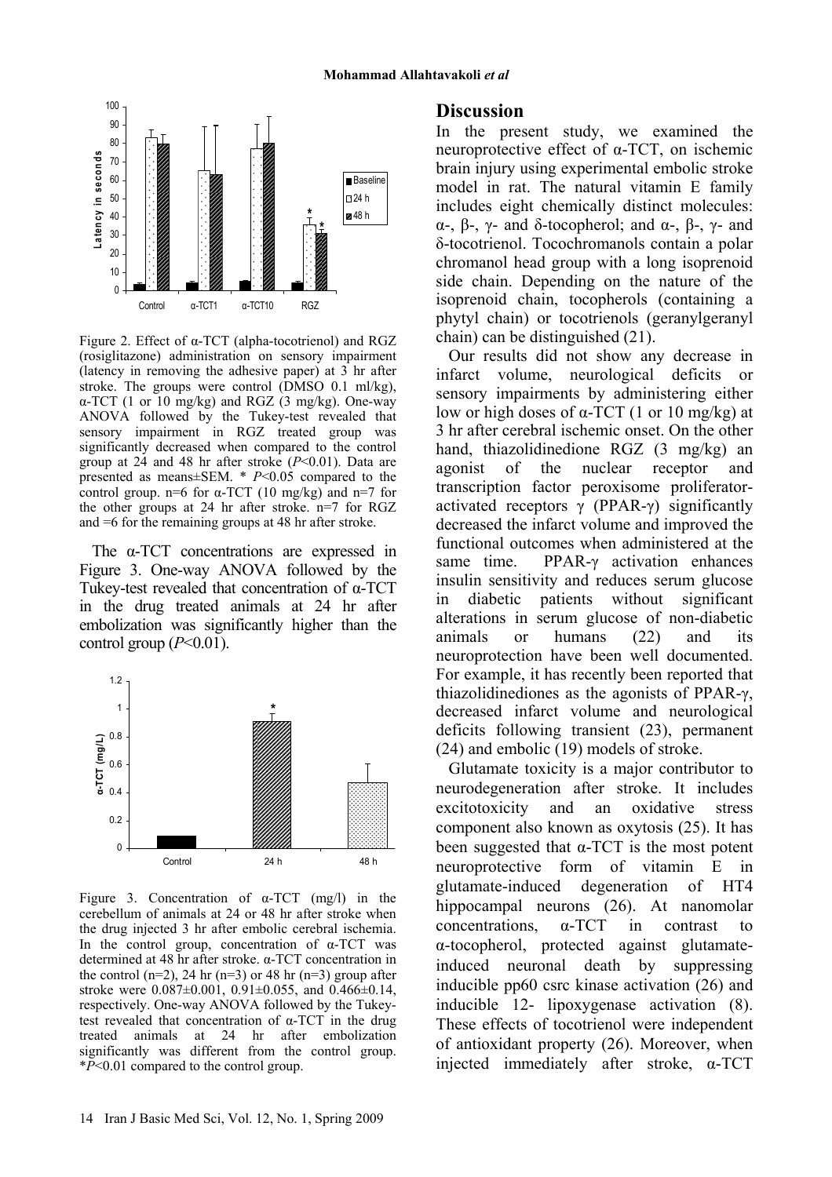100
90
80
70
60
50
40
30
20
10
0

Latency in seconds

Control α-TCT1 α-TCT10 RGZ

Baseline
24 h
48 h

*
*

Figure 2. Effect of α-TCT (alpha-tocotrienol) and RGZ (rosiglitazone) administration on sensory impairment (latency in removing the adhesive paper) at 3 hr after stroke. The groups were control (DMSO 0.1 ml/kg), α-TCT (1 or 10 mg/kg) and RGZ (3 mg/kg). One-way ANOVA followed by the Tukey-test revealed that sensory impairment in RGZ treated group was significantly decreased when compared to the control group at 24 and 48 hr after stroke ($P<0.01$). Data are presented as means±SEM. * $P<0.05$ compared to the control group. n=6 for α-TCT (10 mg/kg) and n=7 for the other groups at 24 hr after stroke. n=7 for RGZ and =6 for the remaining groups at 48 hr after stroke.

The α-TCT concentrations are expressed in Figure 3. One-way ANOVA followed by the Tukey-test revealed that concentration of α-TCT in the drug treated animals at 24 hr after embolization was significantly higher than the control group ($P<0.01$).

1.2
1
0.8
0.6
0.4
0.2
0

α-TCT (mg/L)

Control 24 h 48 h

*

Figure 3. Concentration of α-TCT (mg/l) in the cerebellum of animals at 24 or 48 hr after stroke when the drug injected 3 hr after embolic cerebral ischemia. In the control group, concentration of α-TCT was determined at 48 hr after stroke. α-TCT concentration in the control (n=2), 24 hr (n=3) or 48 hr (n=3) group after stroke were 0.087±0.001, 0.91±0.055, and 0.466±0.14, respectively. One-way ANOVA followed by the Tukey-test revealed that concentration of α-TCT in the drug treated animals at 24 hr after embolization significantly was different from the control group. *$P<0.01$ compared to the control group.

## Discussion

In the present study, we examined the neuroprotective effect of α-TCT, on ischemic brain injury using experimental embolic stroke model in rat. The natural vitamin E family includes eight chemically distinct molecules: α-, β-, γ- and δ-tocopherol; and α-, β-, γ- and δ-tocotrienol. Tocochromanols contain a polar chromanol head group with a long isoprenoid side chain. Depending on the nature of the isoprenoid chain, tocopherols (containing a phytyl chain) or tocotrienols (geranylgeranyl chain) can be distinguished (21).

Our results did not show any decrease in infarct volume, neurological deficits or sensory impairments by administering either low or high doses of α-TCT (1 or 10 mg/kg) at 3 hr after cerebral ischemic onset. On the other hand, thiazolidinedione RGZ (3 mg/kg) an agonist of the nuclear receptor and transcription factor peroxisome proliferator-activated receptors γ (PPAR-γ) significantly decreased the infarct volume and improved the functional outcomes when administered at the same time. PPAR-γ activation enhances insulin sensitivity and reduces serum glucose in diabetic patients without significant alterations in serum glucose of non-diabetic animals or humans (22) and its neuroprotection have been well documented. For example, it has recently been reported that thiazolidinediones as the agonists of PPAR-γ, decreased infarct volume and neurological deficits following transient (23), permanent (24) and embolic (19) models of stroke.

Glutamate toxicity is a major contributor to neurodegeneration after stroke. It includes excitotoxicity and an oxidative stress component also known as oxytosis (25). It has been suggested that α-TCT is the most potent neuroprotective form of vitamin E in glutamate-induced degeneration of HT4 hippocampal neurons (26). At nanomolar concentrations, α-TCT in contrast to α-tocopherol, protected against glutamate-induced neuronal death by suppressing inducible pp60 csrc kinase activation (26) and inducible 12- lipoxygenase activation (8). These effects of tocotrienol were independent of antioxidant property (26). Moreover, when injected immediately after stroke, α-TCT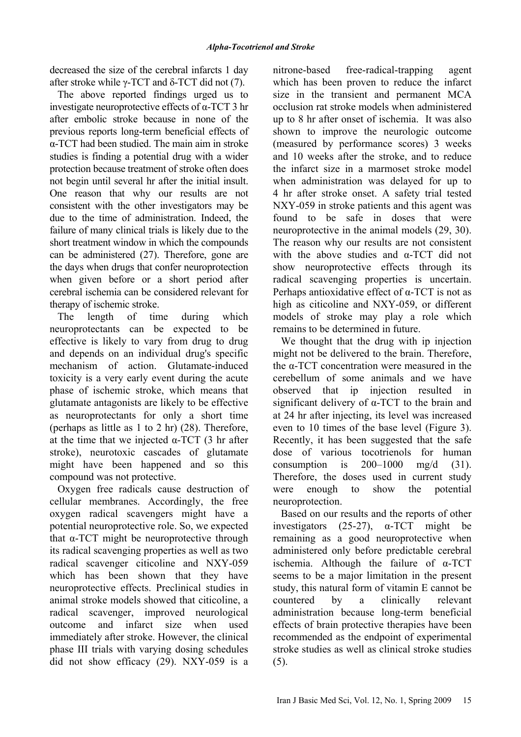decreased the size of the cerebral infarcts 1 day after stroke while γ-TCT and δ-TCT did not (7).

The above reported findings urged us to investigate neuroprotective effects of α-TCT 3 hr after embolic stroke because in none of the previous reports long-term beneficial effects of α-TCT had been studied. The main aim in stroke studies is finding a potential drug with a wider protection because treatment of stroke often does not begin until several hr after the initial insult. One reason that why our results are not consistent with the other investigators may be due to the time of administration. Indeed, the failure of many clinical trials is likely due to the short treatment window in which the compounds can be administered (27). Therefore, gone are the days when drugs that confer neuroprotection when given before or a short period after cerebral ischemia can be considered relevant for therapy of ischemic stroke.

The length of time during which neuroprotectants can be expected to be effective is likely to vary from drug to drug and depends on an individual drug's specific mechanism of action. Glutamate-induced toxicity is a very early event during the acute phase of ischemic stroke, which means that glutamate antagonists are likely to be effective as neuroprotectants for only a short time (perhaps as little as 1 to 2 hr) (28). Therefore, at the time that we injected α-TCT (3 hr after stroke), neurotoxic cascades of glutamate might have been happened and so this compound was not protective.

Oxygen free radicals cause destruction of cellular membranes. Accordingly, the free oxygen radical scavengers might have a potential neuroprotective role. So, we expected that α-TCT might be neuroprotective through its radical scavenging properties as well as two radical scavenger citicoline and NXY-059 which has been shown that they have neuroprotective effects. Preclinical studies in animal stroke models showed that citicoline, a radical scavenger, improved neurological outcome and infarct size when used immediately after stroke. However, the clinical phase III trials with varying dosing schedules did not show efficacy (29). NXY-059 is a nitrone-based free-radical-trapping agent which has been proven to reduce the infarct size in the transient and permanent MCA occlusion rat stroke models when administered up to 8 hr after onset of ischemia. It was also shown to improve the neurologic outcome (measured by performance scores) 3 weeks and 10 weeks after the stroke, and to reduce the infarct size in a marmoset stroke model when administration was delayed for up to 4 hr after stroke onset. A safety trial tested NXY-059 in stroke patients and this agent was found to be safe in doses that were neuroprotective in the animal models (29, 30). The reason why our results are not consistent with the above studies and α-TCT did not show neuroprotective effects through its radical scavenging properties is uncertain. Perhaps antioxidative effect of α-TCT is not as high as citicoline and NXY-059, or different models of stroke may play a role which remains to be determined in future.

We thought that the drug with ip injection might not be delivered to the brain. Therefore, the α-TCT concentration were measured in the cerebellum of some animals and we have observed that ip injection resulted in significant delivery of α-TCT to the brain and at 24 hr after injecting, its level was increased even to 10 times of the base level (Figure 3). Recently, it has been suggested that the safe dose of various tocotrienols for human consumption is 200–1000 mg/d (31). Therefore, the doses used in current study were enough to show the potential neuroprotection.

Based on our results and the reports of other investigators (25-27), α-TCT might be remaining as a good neuroprotective when administered only before predictable cerebral ischemia. Although the failure of α-TCT seems to be a major limitation in the present study, this natural form of vitamin E cannot be countered by a clinically relevant administration because long-term beneficial effects of brain protective therapies have been recommended as the endpoint of experimental stroke studies as well as clinical stroke studies (5).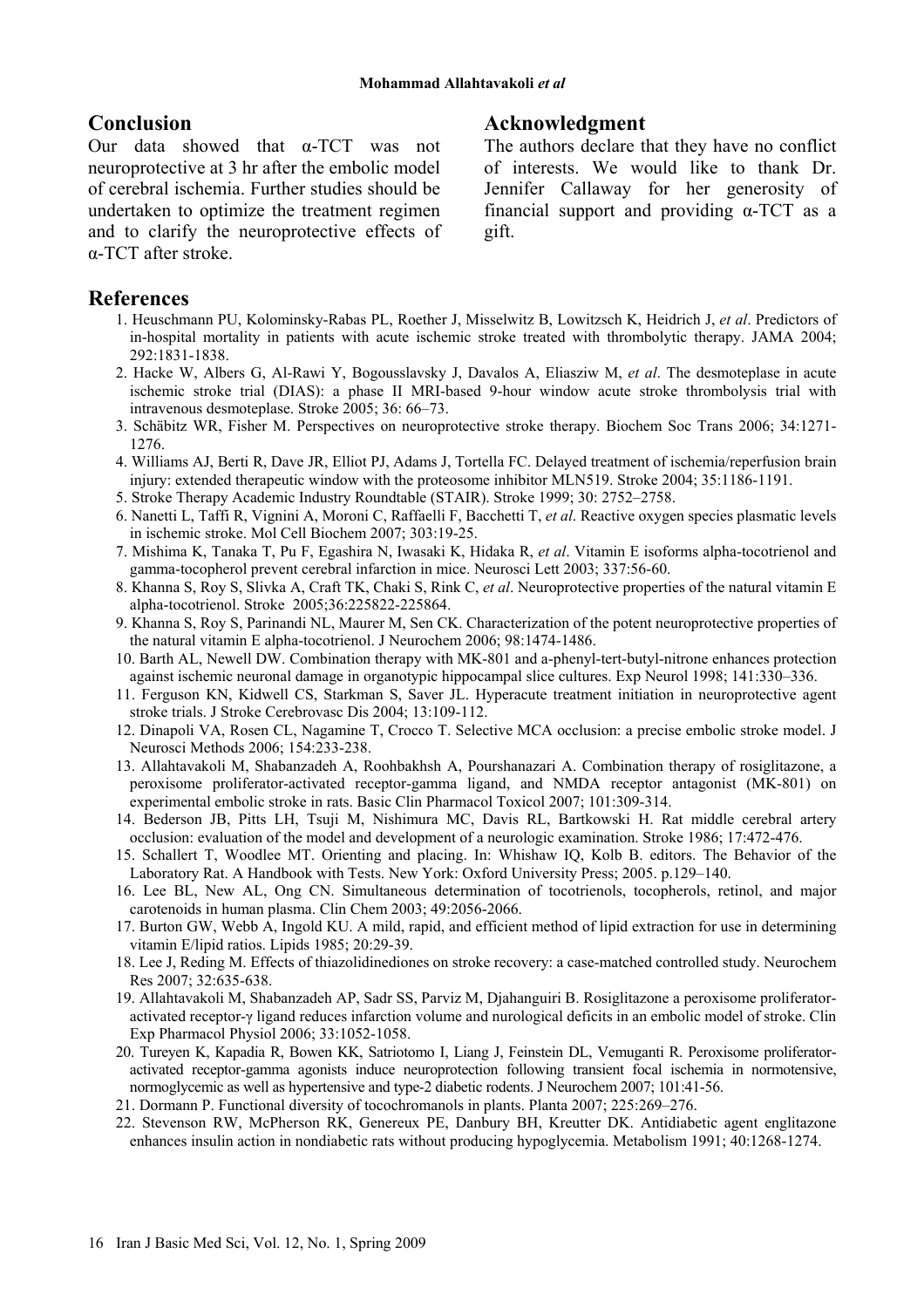## Conclusion

Our data showed that α-TCT was not neuroprotective at 3 hr after the embolic model of cerebral ischemia. Further studies should be undertaken to optimize the treatment regimen and to clarify the neuroprotective effects of α-TCT after stroke.

## Acknowledgment

The authors declare that they have no conflict of interests. We would like to thank Dr. Jennifer Callaway for her generosity of financial support and providing α-TCT as a gift.

## References

1. Heuschmann PU, Kolominsky-Rabas PL, Roether J, Misselwitz B, Lowitzsch K, Heidrich J, *et al*. Predictors of in-hospital mortality in patients with acute ischemic stroke treated with thrombolytic therapy. JAMA 2004; 292:1831-1838.
2. Hacke W, Albers G, Al-Rawi Y, Bogousslavsky J, Davalos A, Eliasziw M, *et al*. The desmoteplase in acute ischemic stroke trial (DIAS): a phase II MRI-based 9-hour window acute stroke thrombolysis trial with intravenous desmoteplase. Stroke 2005; 36: 66–73.
3. Schäbitz WR, Fisher M. Perspectives on neuroprotective stroke therapy. Biochem Soc Trans 2006; 34:1271-1276.
4. Williams AJ, Berti R, Dave JR, Elliot PJ, Adams J, Tortella FC. Delayed treatment of ischemia/reperfusion brain injury: extended therapeutic window with the proteosome inhibitor MLN519. Stroke 2004; 35:1186-1191.
5. Stroke Therapy Academic Industry Roundtable (STAIR). Stroke 1999; 30: 2752–2758.
6. Nanetti L, Taffi R, Vignini A, Moroni C, Raffaelli F, Bacchetti T, *et al*. Reactive oxygen species plasmatic levels in ischemic stroke. Mol Cell Biochem 2007; 303:19-25.
7. Mishima K, Tanaka T, Pu F, Egashira N, Iwasaki K, Hidaka R, *et al*. Vitamin E isoforms alpha-tocotrienol and gamma-tocopherol prevent cerebral infarction in mice. Neurosci Lett 2003; 337:56-60.
8. Khanna S, Roy S, Slivka A, Craft TK, Chaki S, Rink C, *et al*. Neuroprotective properties of the natural vitamin E alpha-tocotrienol. Stroke 2005;36:225822-225864.
9. Khanna S, Roy S, Parinandi NL, Maurer M, Sen CK. Characterization of the potent neuroprotective properties of the natural vitamin E alpha-tocotrienol. J Neurochem 2006; 98:1474-1486.
10. Barth AL, Newell DW. Combination therapy with MK-801 and a-phenyl-tert-butyl-nitrone enhances protection against ischemic neuronal damage in organotypic hippocampal slice cultures. Exp Neurol 1998; 141:330–336.
11. Ferguson KN, Kidwell CS, Starkman S, Saver JL. Hyperacute treatment initiation in neuroprotective agent stroke trials. J Stroke Cerebrovasc Dis 2004; 13:109-112.
12. Dinapoli VA, Rosen CL, Nagamine T, Crocco T. Selective MCA occlusion: a precise embolic stroke model. J Neurosci Methods 2006; 154:233-238.
13. Allahtavakoli M, Shabanzadeh A, Roohbakhsh A, Pourshanazari A. Combination therapy of rosiglitazone, a peroxisome proliferator-activated receptor-gamma ligand, and NMDA receptor antagonist (MK-801) on experimental embolic stroke in rats. Basic Clin Pharmacol Toxicol 2007; 101:309-314.
14. Bederson JB, Pitts LH, Tsuji M, Nishimura MC, Davis RL, Bartkowski H. Rat middle cerebral artery occlusion: evaluation of the model and development of a neurologic examination. Stroke 1986; 17:472-476.
15. Schallert T, Woodlee MT. Orienting and placing. In: Whishaw IQ, Kolb B. editors. The Behavior of the Laboratory Rat. A Handbook with Tests. New York: Oxford University Press; 2005. p.129–140.
16. Lee BL, New AL, Ong CN. Simultaneous determination of tocotrienols, tocopherols, retinol, and major carotenoids in human plasma. Clin Chem 2003; 49:2056-2066.
17. Burton GW, Webb A, Ingold KU. A mild, rapid, and efficient method of lipid extraction for use in determining vitamin E/lipid ratios. Lipids 1985; 20:29-39.
18. Lee J, Reding M. Effects of thiazolidinediones on stroke recovery: a case-matched controlled study. Neurochem Res 2007; 32:635-638.
19. Allahtavakoli M, Shabanzadeh AP, Sadr SS, Parviz M, Djahanguiri B. Rosiglitazone a peroxisome proliferator-activated receptor-γ ligand reduces infarction volume and nurological deficits in an embolic model of stroke. Clin Exp Pharmacol Physiol 2006; 33:1052-1058.
20. Tureyen K, Kapadia R, Bowen KK, Satriotomo I, Liang J, Feinstein DL, Vemuganti R. Peroxisome proliferator-activated receptor-gamma agonists induce neuroprotection following transient focal ischemia in normotensive, normoglycemic as well as hypertensive and type-2 diabetic rodents. J Neurochem 2007; 101:41-56.
21. Dormann P. Functional diversity of tocochromanols in plants. Planta 2007; 225:269–276.
22. Stevenson RW, McPherson RK, Genereux PE, Danbury BH, Kreutter DK. Antidiabetic agent englitazone enhances insulin action in nondiabetic rats without producing hypoglycemia. Metabolism 1991; 40:1268-1274.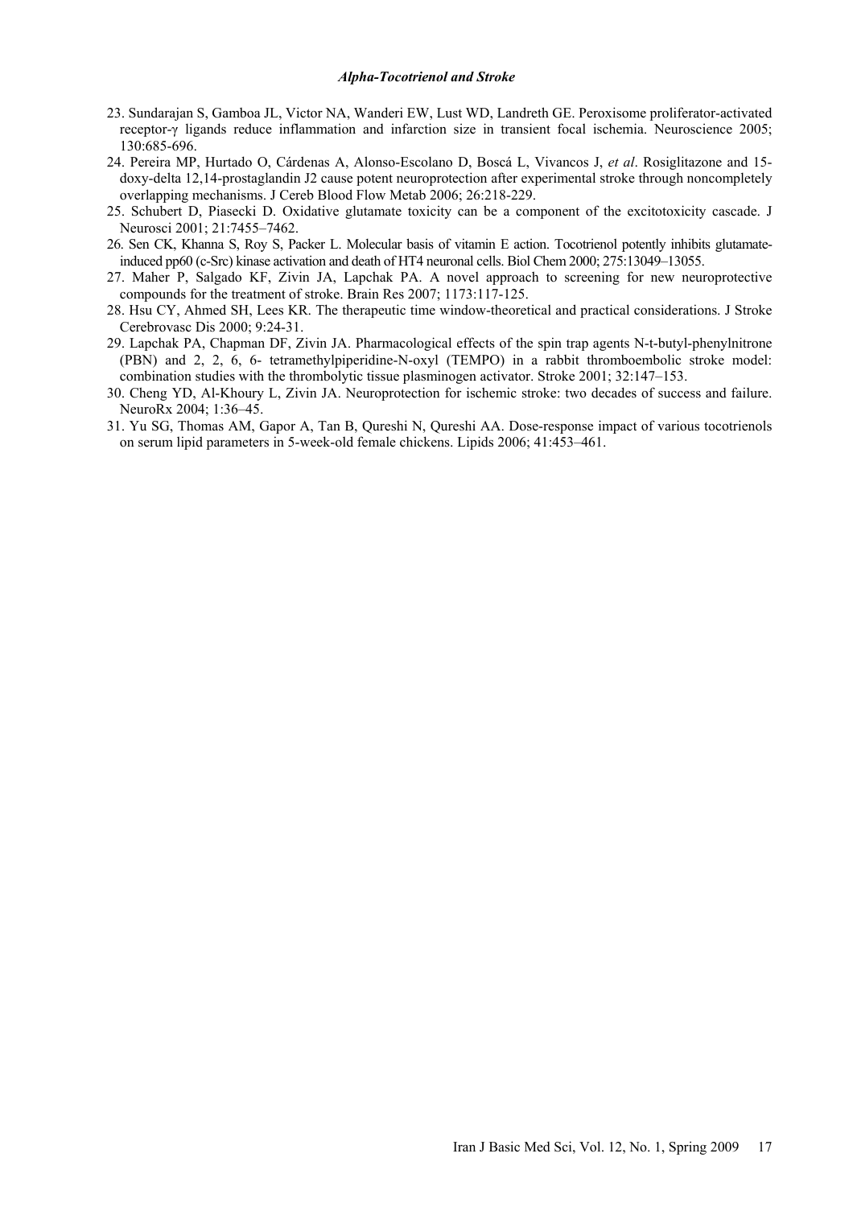23. Sundarajan S, Gamboa JL, Victor NA, Wanderi EW, Lust WD, Landreth GE. Peroxisome proliferator-activated receptor-γ ligands reduce inflammation and infarction size in transient focal ischemia. Neuroscience 2005; 130:685-696.
24. Pereira MP, Hurtado O, Cárdenas A, Alonso-Escolano D, Boscá L, Vivancos J, *et al*. Rosiglitazone and 15-doxy-delta 12,14-prostaglandin J2 cause potent neuroprotection after experimental stroke through noncompletely overlapping mechanisms. J Cereb Blood Flow Metab 2006; 26:218-229.
25. Schubert D, Piasecki D. Oxidative glutamate toxicity can be a component of the excitotoxicity cascade. J Neurosci 2001; 21:7455–7462.
26. Sen CK, Khanna S, Roy S, Packer L. Molecular basis of vitamin E action. Tocotrienol potently inhibits glutamate-induced pp60 (c-Src) kinase activation and death of HT4 neuronal cells. Biol Chem 2000; 275:13049–13055.
27. Maher P, Salgado KF, Zivin JA, Lapchak PA. A novel approach to screening for new neuroprotective compounds for the treatment of stroke. Brain Res 2007; 1173:117-125.
28. Hsu CY, Ahmed SH, Lees KR. The therapeutic time window-theoretical and practical considerations. J Stroke Cerebrovasc Dis 2000; 9:24-31.
29. Lapchak PA, Chapman DF, Zivin JA. Pharmacological effects of the spin trap agents N-t-butyl-phenylnitrone (PBN) and 2, 2, 6, 6- tetramethylpiperidine-N-oxyl (TEMPO) in a rabbit thromboembolic stroke model: combination studies with the thrombolytic tissue plasminogen activator. Stroke 2001; 32:147–153.
30. Cheng YD, Al-Khoury L, Zivin JA. Neuroprotection for ischemic stroke: two decades of success and failure. NeuroRx 2004; 1:36–45.
31. Yu SG, Thomas AM, Gapor A, Tan B, Qureshi N, Qureshi AA. Dose-response impact of various tocotrienols on serum lipid parameters in 5-week-old female chickens. Lipids 2006; 41:453–461.